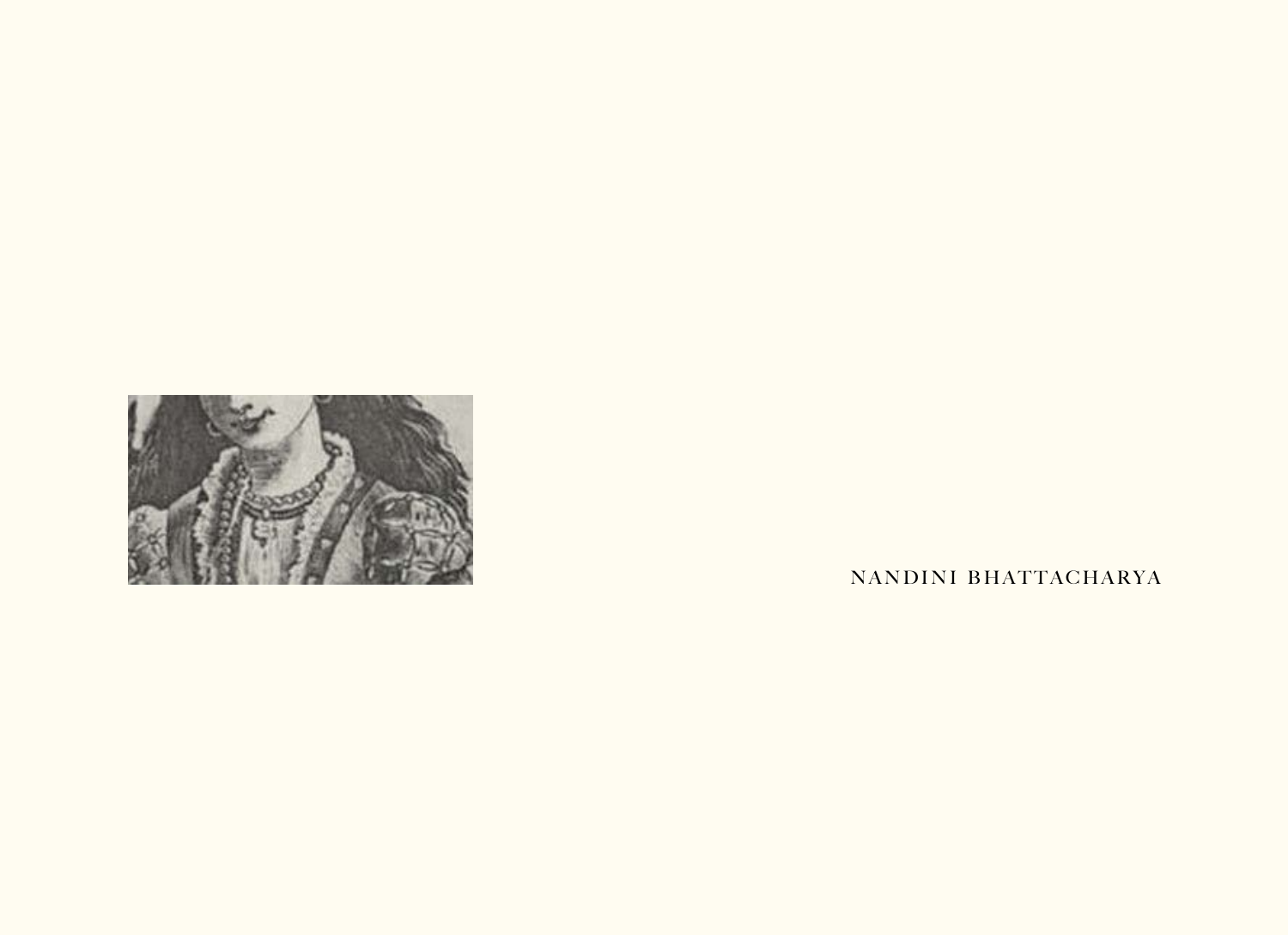NANDINI BHATTACHARYA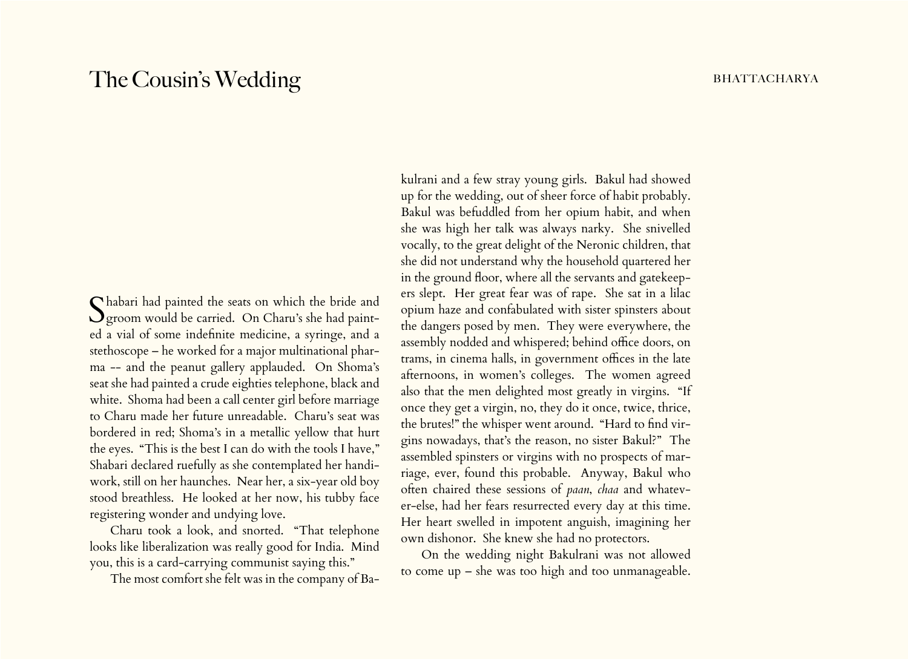Shabari had painted the seats on which the bride and groom would be carried. On Charu's she had painted a vial of some indefinite medicine, a syringe, and a stethoscope – he worked for a major multinational pharma -- and the peanut gallery applauded. On Shoma's seat she had painted a crude eighties telephone, black and white. Shoma had been a call center girl before marriage to Charu made her future unreadable. Charu's seat was bordered in red; Shoma's in a metallic yellow that hurt the eyes. "This is the best I can do with the tools I have," Shabari declared ruefully as she contemplated her handiwork, still on her haunches. Near her, a six-year old boy stood breathless. He looked at her now, his tubby face registering wonder and undying love.

Charu took a look, and snorted. "That telephone looks like liberalization was really good for India. Mind you, this is a card-carrying communist saying this."

The most comfort she felt was in the company of Bakulrani and a few stray young girls. Bakul had showed up for the wedding, out of sheer force of habit probably. Bakul was befuddled from her opium habit, and when she was high her talk was always narky. She snivelled vocally, to the great delight of the Neronic children, that she did not understand why the household quartered her in the ground floor, where all the servants and gatekeepers slept. Her great fear was of rape. She sat in a lilac opium haze and confabulated with sister spinsters about the dangers posed by men. They were everywhere, the assembly nodded and whispered; behind office doors, on trams, in cinema halls, in government offices in the late afternoons, in women's colleges. The women agreed also that the men delighted most greatly in virgins. "If once they get a virgin, no, they do it once, twice, thrice, the brutes!" the whisper went around. "Hard to find virgins nowadays, that's the reason, no sister Bakul?" The assembled spinsters or virgins with no prospects of marriage, ever, found this probable. Anyway, Bakul who often chaired these sessions of *paan*, *chaa* and whatever-else, had her fears resurrected every day at this time. Her heart swelled in impotent anguish, imagining her own dishonor. She knew she had no protectors.

On the wedding night Bakulrani was not allowed to come up – she was too high and too unmanageable.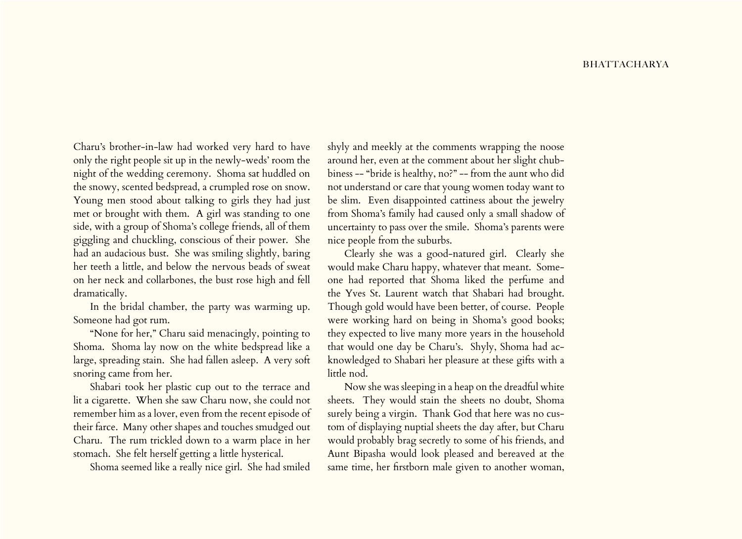Charu's brother-in-law had worked very hard to have only the right people sit up in the newly-weds' room the night of the wedding ceremony. Shoma sat huddled on the snowy, scented bedspread, a crumpled rose on snow. Young men stood about talking to girls they had just met or brought with them. A girl was standing to one side, with a group of Shoma's college friends, all of them giggling and chuckling, conscious of their power. She had an audacious bust. She was smiling slightly, baring her teeth a little, and below the nervous beads of sweat on her neck and collarbones, the bust rose high and fell dramatically.

In the bridal chamber, the party was warming up. Someone had got rum.

"None for her," Charu said menacingly, pointing to Shoma. Shoma lay now on the white bedspread like a large, spreading stain. She had fallen asleep. A very soft snoring came from her.

Shabari took her plastic cup out to the terrace and lit a cigarette. When she saw Charu now, she could not remember him as a lover, even from the recent episode of their farce. Many other shapes and touches smudged out Charu. The rum trickled down to a warm place in her stomach. She felt herself getting a little hysterical.

Shoma seemed like a really nice girl. She had smiled shyly and meekly at the comments wrapping the noose around her, even at the comment about her slight chubbiness -- "bride is healthy, no?" -- from the aunt who did not understand or care that young women today want to be slim. Even disappointed cattiness about the jewelry from Shoma's family had caused only a small shadow of uncertainty to pass over the smile. Shoma's parents were nice people from the suburbs.

Clearly she was a good-natured girl. Clearly she would make Charu happy, whatever that meant. Someone had reported that Shoma liked the perfume and the Yves St. Laurent watch that Shabari had brought. Though gold would have been better, of course. People were working hard on being in Shoma's good books; they expected to live many more years in the household that would one day be Charu's. Shyly, Shoma had acknowledged to Shabari her pleasure at these gifts with a little nod.

Now she was sleeping in a heap on the dreadful white sheets. They would stain the sheets no doubt, Shoma surely being a virgin. Thank God that here was no custom of displaying nuptial sheets the day after, but Charu would probably brag secretly to some of his friends, and Aunt Bipasha would look pleased and bereaved at the same time, her firstborn male given to another woman,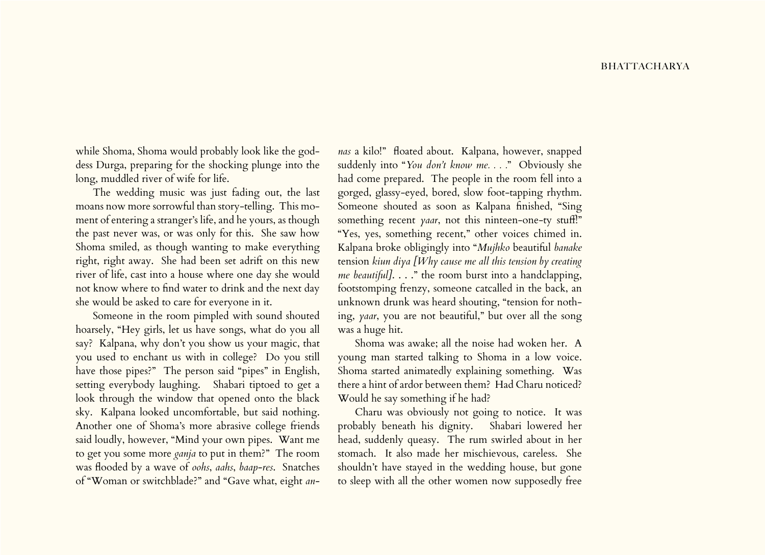while Shoma, Shoma would probably look like the goddess Durga, preparing for the shocking plunge into the long, muddled river of wife for life.

The wedding music was just fading out, the last moans now more sorrowful than story-telling. This moment of entering a stranger's life, and he yours, as though the past never was, or was only for this. She saw how Shoma smiled, as though wanting to make everything right, right away. She had been set adrift on this new river of life, cast into a house where one day she would not know where to find water to drink and the next day she would be asked to care for everyone in it.

Someone in the room pimpled with sound shouted hoarsely, "Hey girls, let us have songs, what do you all say? Kalpana, why don't you show us your magic, that you used to enchant us with in college? Do you still have those pipes?" The person said "pipes" in English, setting everybody laughing. Shabari tiptoed to get a look through the window that opened onto the black sky. Kalpana looked uncomfortable, but said nothing. Another one of Shoma's more abrasive college friends said loudly, however, "Mind your own pipes. Want me to get you some more *ganja* to put in them?" The room was flooded by a wave of *oohs*, *aahs*, *baap-res*. Snatches of "Woman or switchblade?" and "Gave what, eight *annas* a kilo!" floated about. Kalpana, however, snapped suddenly into "*You don't know me. . . .*" Obviously she had come prepared. The people in the room fell into a gorged, glassy-eyed, bored, slow foot-tapping rhythm. Someone shouted as soon as Kalpana finished, "Sing something recent *yaar*, not this nineteen-one-ty stuff!" "Yes, yes, something recent," other voices chimed in. Kalpana broke obligingly into "*Mujhko* beautiful *banake* tension *kiun diya [Why cause me all this tension by creating me beautiful]*. . . ." the room burst into a handclapping, footstomping frenzy, someone catcalled in the back, an unknown drunk was heard shouting, "tension for nothing, *yaar*, you are not beautiful," but over all the song was a huge hit.

Shoma was awake; all the noise had woken her. A young man started talking to Shoma in a low voice. Shoma started animatedly explaining something. Was there a hint of ardor between them? Had Charu noticed? Would he say something if he had?

Charu was obviously not going to notice. It was probably beneath his dignity. Shabari lowered her head, suddenly queasy. The rum swirled about in her stomach. It also made her mischievous, careless. She shouldn't have stayed in the wedding house, but gone to sleep with all the other women now supposedly free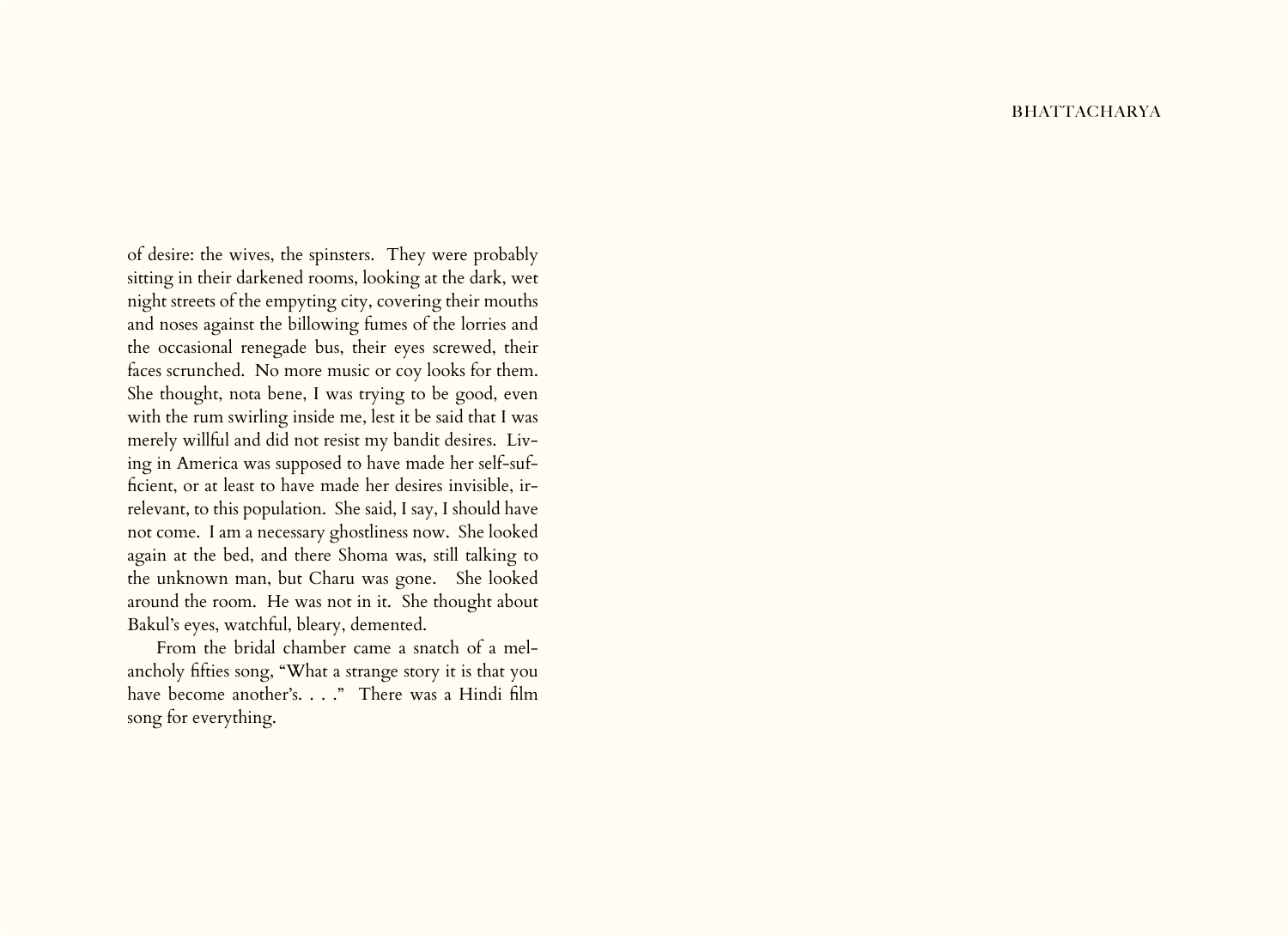of desire: the wives, the spinsters. They were probably sitting in their darkened rooms, looking at the dark, wet night streets of the empyting city, covering their mouths and noses against the billowing fumes of the lorries and the occasional renegade bus, their eyes screwed, their faces scrunched. No more music or coy looks for them. She thought, nota bene, I was trying to be good, even with the rum swirling inside me, lest it be said that I was merely willful and did not resist my bandit desires. Living in America was supposed to have made her self-sufficient, or at least to have made her desires invisible, irrelevant, to this population. She said, I say, I should have not come. I am a necessary ghostliness now. She looked again at the bed, and there Shoma was, still talking to the unknown man, but Charu was gone. She looked around the room. He was not in it. She thought about Bakul's eyes, watchful, bleary, demented.

From the bridal chamber came a snatch of a melancholy fifties song, "What a strange story it is that you have become another's. . . ." There was a Hindi film song for everything.